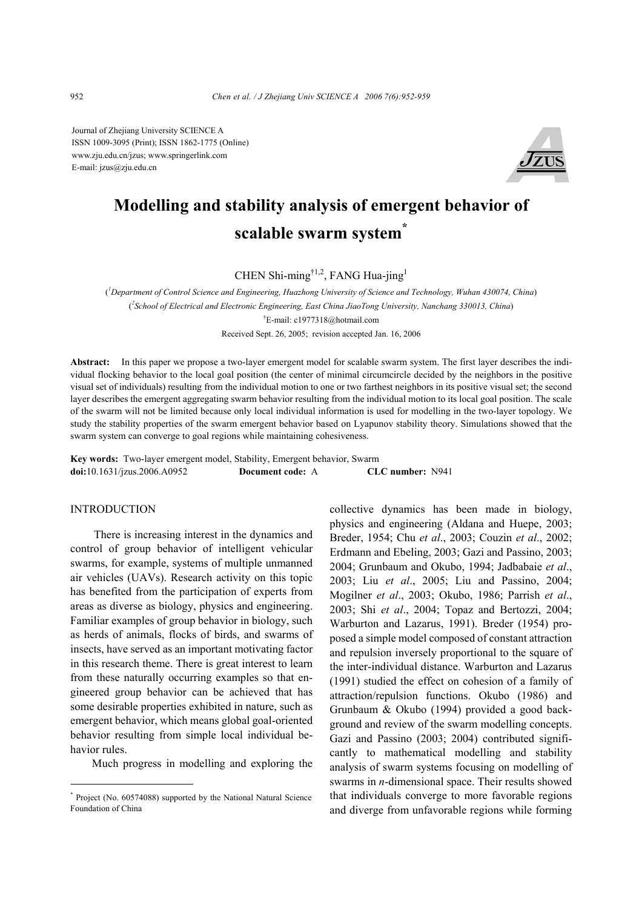Journal of Zhejiang University SCIENCE A
ISSN 1009-3095 (Print); ISSN 1862-1775 (Online)
www.zju.edu.cn/jzus; www.springerlink.com
E-mail: jzus@zju.edu.cn

# Modelling and stability analysis of emergent behavior of scalable swarm system*

CHEN Shi-ming[†1,2], FANG Hua-jing[1]

([1]*Department of Control Science and Engineering, Huazhong University of Science and Technology, Wuhan 430074, China*)

([2]*School of Electrical and Electronic Engineering, East China JiaoTong University, Nanchang 330013, China*)

[†]E-mail: c1977318@hotmail.com

Received Sept. 26, 2005; revision accepted Jan. 16, 2006

**Abstract:** In this paper we propose a two-layer emergent model for scalable swarm system. The first layer describes the individual flocking behavior to the local goal position (the center of minimal circumcircle decided by the neighbors in the positive visual set of individuals) resulting from the individual motion to one or two farthest neighbors in its positive visual set; the second layer describes the emergent aggregating swarm behavior resulting from the individual motion to its local goal position. The scale of the swarm will not be limited because only local individual information is used for modelling in the two-layer topology. We study the stability properties of the swarm emergent behavior based on Lyapunov stability theory. Simulations showed that the swarm system can converge to goal regions while maintaining cohesiveness.

**Key words:** Two-layer emergent model, Stability, Emergent behavior, Swarm
**doi:**10.1631/jzus.2006.A0952 **Document code:** A **CLC number:** N941

## INTRODUCTION

There is increasing interest in the dynamics and control of group behavior of intelligent vehicular swarms, for example, systems of multiple unmanned air vehicles (UAVs). Research activity on this topic has benefited from the participation of experts from areas as diverse as biology, physics and engineering. Familiar examples of group behavior in biology, such as herds of animals, flocks of birds, and swarms of insects, have served as an important motivating factor in this research theme. There is great interest to learn from these naturally occurring examples so that engineered group behavior can be achieved that has some desirable properties exhibited in nature, such as emergent behavior, which means global goal-oriented behavior resulting from simple local individual behavior rules.

Much progress in modelling and exploring the collective dynamics has been made in biology, physics and engineering (Aldana and Huepe, 2003; Breder, 1954; Chu *et al*., 2003; Couzin *et al*., 2002; Erdmann and Ebeling, 2003; Gazi and Passino, 2003; 2004; Grunbaum and Okubo, 1994; Jadbabaie *et al*., 2003; Liu *et al*., 2005; Liu and Passino, 2004; Mogilner *et al*., 2003; Okubo, 1986; Parrish *et al*., 2003; Shi *et al*., 2004; Topaz and Bertozzi, 2004; Warburton and Lazarus, 1991). Breder (1954) proposed a simple model composed of constant attraction and repulsion inversely proportional to the square of the inter-individual distance. Warburton and Lazarus (1991) studied the effect on cohesion of a family of attraction/repulsion functions. Okubo (1986) and Grunbaum & Okubo (1994) provided a good background and review of the swarm modelling concepts. Gazi and Passino (2003; 2004) contributed significantly to mathematical modelling and stability analysis of swarm systems focusing on modelling of swarms in *n*-dimensional space. Their results showed that individuals converge to more favorable regions and diverge from unfavorable regions while forming

---

\* Project (No. 60574088) supported by the National Natural Science Foundation of China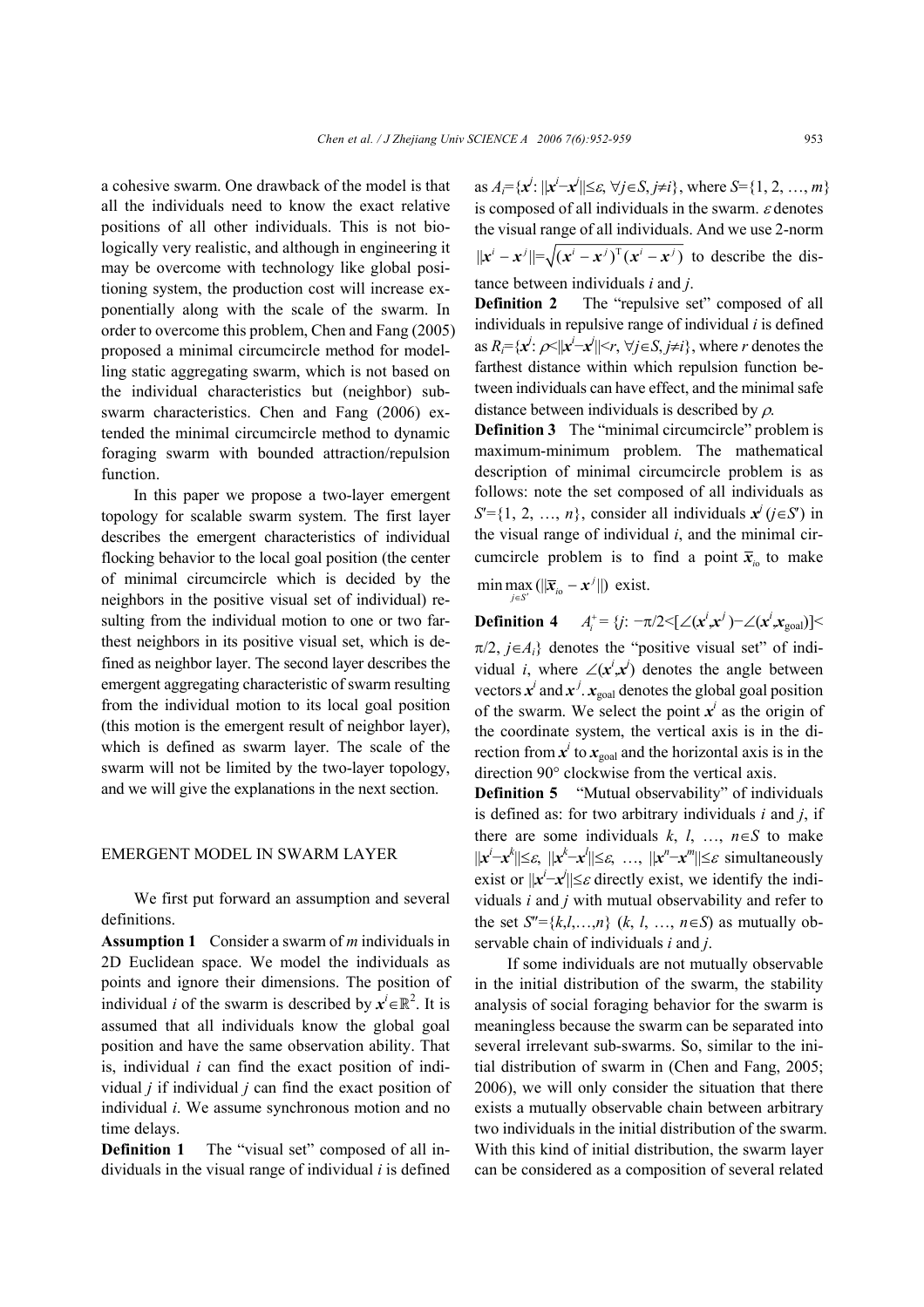a cohesive swarm. One drawback of the model is that all the individuals need to know the exact relative positions of all other individuals. This is not biologically very realistic, and although in engineering it may be overcome with technology like global positioning system, the production cost will increase exponentially along with the scale of the swarm. In order to overcome this problem, Chen and Fang (2005) proposed a minimal circumcircle method for modelling static aggregating swarm, which is not based on the individual characteristics but (neighbor) sub-swarm characteristics. Chen and Fang (2006) extended the minimal circumcircle method to dynamic foraging swarm with bounded attraction/repulsion function.

In this paper we propose a two-layer emergent topology for scalable swarm system. The first layer describes the emergent characteristics of individual flocking behavior to the local goal position (the center of minimal circumcircle which is decided by the neighbors in the positive visual set of individual) resulting from the individual motion to one or two farthest neighbors in its positive visual set, which is defined as neighbor layer. The second layer describes the emergent aggregating characteristic of swarm resulting from the individual motion to its local goal position (this motion is the emergent result of neighbor layer), which is defined as swarm layer. The scale of the swarm will not be limited by the two-layer topology, and we will give the explanations in the next section.

## EMERGENT MODEL IN SWARM LAYER

We first put forward an assumption and several definitions.

**Assumption 1** Consider a swarm of $m$ individuals in 2D Euclidean space. We model the individuals as points and ignore their dimensions. The position of individual $i$ of the swarm is described by $\boldsymbol{x}^i\in\mathbb{R}^2$. It is assumed that all individuals know the global goal position and have the same observation ability. That is, individual $i$ can find the exact position of individual $j$ if individual $j$ can find the exact position of individual $i$. We assume synchronous motion and no time delays.

**Definition 1** The "visual set" composed of all individuals in the visual range of individual $i$ is defined as $A_i=\{\boldsymbol{x}^j: \|\boldsymbol{x}^i-\boldsymbol{x}^j\|\leq\varepsilon, \forall j\in S, j\neq i\}$, where $S=\{1, 2, \ldots, m\}$ is composed of all individuals in the swarm. $\varepsilon$ denotes the visual range of all individuals. And we use 2-norm $\|\boldsymbol{x}^i-\boldsymbol{x}^j\|=\sqrt{(\boldsymbol{x}^i-\boldsymbol{x}^j)^{\mathrm{T}}(\boldsymbol{x}^i-\boldsymbol{x}^j)}$ to describe the distance between individuals $i$ and $j$.

**Definition 2** The "repulsive set" composed of all individuals in repulsive range of individual $i$ is defined as $R_i=\{\boldsymbol{x}^j: \rho<\|\boldsymbol{x}^i-\boldsymbol{x}^j\|<r, \forall j\in S, j\neq i\}$, where $r$ denotes the farthest distance within which repulsion function between individuals can have effect, and the minimal safe distance between individuals is described by $\rho$.

**Definition 3** The "minimal circumcircle" problem is maximum-minimum problem. The mathematical description of minimal circumcircle problem is as follows: note the set composed of all individuals as $S'=\{1, 2, \ldots, n\}$, consider all individuals $\boldsymbol{x}^j$ ($j\in S'$) in the visual range of individual $i$, and the minimal circumcircle problem is to find a point $\overline{\boldsymbol{x}}_{i\mathrm{o}}$ to make $\min\max\limits_{j\in S'}(\|\overline{\boldsymbol{x}}_{i\mathrm{o}}-\boldsymbol{x}^j\|)$ exist.

**Definition 4** $A_i^+=\{j: -\pi/2<[\angle(\boldsymbol{x}^i,\boldsymbol{x}^j)-\angle(\boldsymbol{x}^i,\boldsymbol{x}_{\mathrm{goal}})]<\pi/2, j\in A_i\}$ denotes the "positive visual set" of individual $i$, where $\angle(\boldsymbol{x}^i,\boldsymbol{x}^j)$ denotes the angle between vectors $\boldsymbol{x}^i$ and $\boldsymbol{x}^j$. $\boldsymbol{x}_{\mathrm{goal}}$ denotes the global goal position of the swarm. We select the point $\boldsymbol{x}^i$ as the origin of the coordinate system, the vertical axis is in the direction from $\boldsymbol{x}^i$ to $\boldsymbol{x}_{\mathrm{goal}}$ and the horizontal axis is in the direction 90° clockwise from the vertical axis.

**Definition 5** "Mutual observability" of individuals is defined as: for two arbitrary individuals $i$ and $j$, if there are some individuals $k, l, \ldots, n\in S$ to make $\|\boldsymbol{x}^i-\boldsymbol{x}^k\|\leq\varepsilon$, $\|\boldsymbol{x}^k-\boldsymbol{x}^l\|\leq\varepsilon$, …, $\|\boldsymbol{x}^n-\boldsymbol{x}^m\|\leq\varepsilon$ simultaneously exist or $\|\boldsymbol{x}^i-\boldsymbol{x}^j\|\leq\varepsilon$ directly exist, we identify the individuals $i$ and $j$ with mutual observability and refer to the set $S''=\{k,l,\ldots,n\}$ ($k, l, \ldots, n\in S$) as mutually observable chain of individuals $i$ and $j$.

If some individuals are not mutually observable in the initial distribution of the swarm, the stability analysis of social foraging behavior for the swarm is meaningless because the swarm can be separated into several irrelevant sub-swarms. So, similar to the initial distribution of swarm in (Chen and Fang, 2005; 2006), we will only consider the situation that there exists a mutually observable chain between arbitrary two individuals in the initial distribution of the swarm. With this kind of initial distribution, the swarm layer can be considered as a composition of several related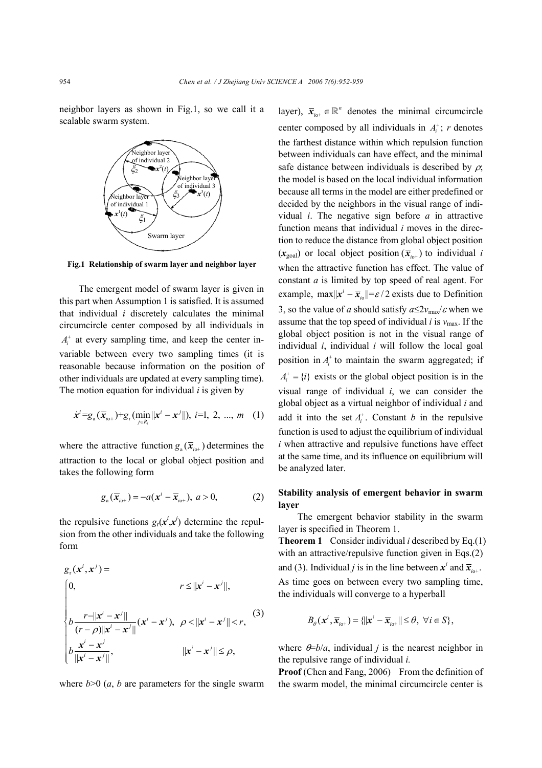neighbor layers as shown in Fig.1, so we call it a scalable swarm system.

**Fig.1 Relationship of swarm layer and neighbor layer**

The emergent model of swarm layer is given in this part when Assumption 1 is satisfied. It is assumed that individual $i$ discretely calculates the minimal circumcircle center composed by all individuals in $A_i^+$ at every sampling time, and keep the center invariable between every two sampling times (it is reasonable because information on the position of other individuals are updated at every sampling time). The motion equation for individual $i$ is given by

$$\dot{\boldsymbol{x}}^i = g_a(\overline{\boldsymbol{x}}_{io+}) + g_r(\min_{j \in R_i} \|\boldsymbol{x}^i - \boldsymbol{x}^j\|),\ i=1,\ 2,\ ...,\ m \quad (1)$$

where the attractive function $g_a(\overline{\boldsymbol{x}}_{io+})$ determines the attraction to the local or global object position and takes the following form

$$g_a(\overline{\boldsymbol{x}}_{io+}) = -a(\boldsymbol{x}^i - \overline{\boldsymbol{x}}_{io+}),\ a>0, \quad (2)$$

the repulsive functions $g_r(\boldsymbol{x}^i, \boldsymbol{x}^j)$ determine the repulsion from the other individuals and take the following form

$$g_r(\boldsymbol{x}^i, \boldsymbol{x}^j) = \begin{cases} 0, & r \le \|\boldsymbol{x}^i - \boldsymbol{x}^j\|, \\ b\dfrac{r - \|\boldsymbol{x}^i - \boldsymbol{x}^j\|}{(r-\rho)\|\boldsymbol{x}^i - \boldsymbol{x}^j\|}(\boldsymbol{x}^i - \boldsymbol{x}^j), & \rho < \|\boldsymbol{x}^i - \boldsymbol{x}^j\| < r, \\ b\dfrac{\boldsymbol{x}^i - \boldsymbol{x}^j}{\|\boldsymbol{x}^i - \boldsymbol{x}^j\|}, & \|\boldsymbol{x}^i - \boldsymbol{x}^j\| \le \rho, \end{cases} \quad (3)$$

where $b>0$ ($a$, $b$ are parameters for the single swarm layer), $\overline{\boldsymbol{x}}_{io+} \in \mathbb{R}^n$ denotes the minimal circumcircle center composed by all individuals in $A_i^+$; $r$ denotes the farthest distance within which repulsion function between individuals can have effect, and the minimal safe distance between individuals is described by $\rho$; the model is based on the local individual information because all terms in the model are either predefined or decided by the neighbors in the visual range of individual $i$. The negative sign before $a$ in attractive function means that individual $i$ moves in the direction to reduce the distance from global object position ($\boldsymbol{x}_{goal}$) or local object position $(\overline{\boldsymbol{x}}_{io+})$ to individual $i$ when the attractive function has effect. The value of constant $a$ is limited by top speed of real agent. For example, $\max\|\boldsymbol{x}^i - \overline{\boldsymbol{x}}_{io}\| = \varepsilon/2$ exists due to Definition 3, so the value of $a$ should satisfy $a \le 2v_{max}/\varepsilon$ when we assume that the top speed of individual $i$ is $v_{max}$. If the global object position is not in the visual range of individual $i$, individual $i$ will follow the local goal position in $A_i^+$ to maintain the swarm aggregated; if $A_i^+ = \{i\}$ exists or the global object position is in the visual range of individual $i$, we can consider the global object as a virtual neighbor of individual $i$ and add it into the set $A_i^+$. Constant $b$ in the repulsive function is used to adjust the equilibrium of individual $i$ when attractive and repulsive functions have effect at the same time, and its influence on equilibrium will be analyzed later.

### Stability analysis of emergent behavior in swarm layer

The emergent behavior stability in the swarm layer is specified in Theorem 1.

**Theorem 1** Consider individual $i$ described by Eq.(1) with an attractive/repulsive function given in Eqs.(2) and (3). Individual $j$ is in the line between $\boldsymbol{x}^i$ and $\overline{\boldsymbol{x}}_{io+}$. As time goes on between every two sampling time, the individuals will converge to a hyperball

$$B_\theta(\boldsymbol{x}^i, \overline{\boldsymbol{x}}_{io+}) = \{\|\boldsymbol{x}^i - \overline{\boldsymbol{x}}_{io+}\| \le \theta,\ \forall i \in S\},$$

where $\theta = b/a$, individual $j$ is the nearest neighbor in the repulsive range of individual $i$.

**Proof** (Chen and Fang, 2006) From the definition of the swarm model, the minimal circumcircle center is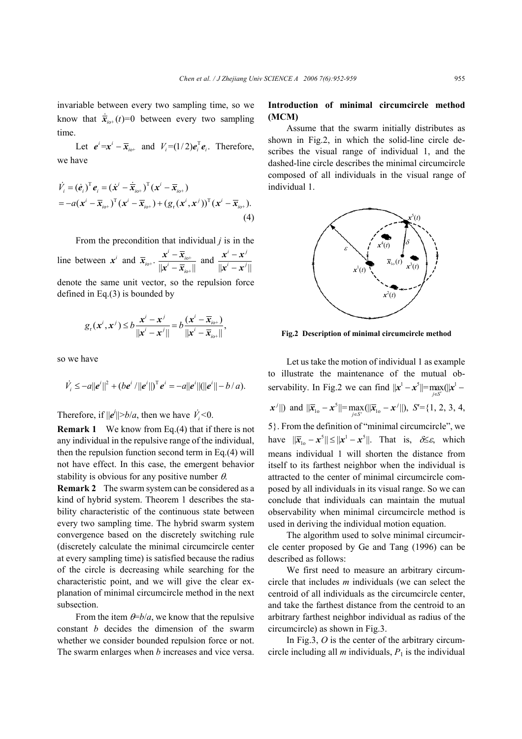invariable between every two sampling time, so we know that $\dot{\bar{\boldsymbol{x}}}_{io+}(t)=0$ between every two sampling time.

Let $\boldsymbol{e}^i=\boldsymbol{x}^i-\bar{\boldsymbol{x}}_{io+}$ and $V_i=(1/2)\boldsymbol{e}_i^{\mathrm{T}}\boldsymbol{e}_i$. Therefore, we have

$$
\begin{aligned}
\dot{V}_i &= (\dot{\boldsymbol{e}}_i)^{\mathrm{T}}\boldsymbol{e}_i = (\dot{\boldsymbol{x}}^i-\dot{\bar{\boldsymbol{x}}}_{io+})^{\mathrm{T}}(\boldsymbol{x}^i-\bar{\boldsymbol{x}}_{io+}) \\
&= -a(\boldsymbol{x}^i-\bar{\boldsymbol{x}}_{io+})^{\mathrm{T}}(\boldsymbol{x}^i-\bar{\boldsymbol{x}}_{io+}) + (g_{\mathrm{r}}(\boldsymbol{x}^i,\boldsymbol{x}^j))^{\mathrm{T}}(\boldsymbol{x}^i-\bar{\boldsymbol{x}}_{io+}).
\end{aligned} \tag{4}
$$

From the precondition that individual $j$ is in the line between $\boldsymbol{x}^i$ and $\bar{\boldsymbol{x}}_{io+}$, $\dfrac{\boldsymbol{x}^i-\bar{\boldsymbol{x}}_{io+}}{\|\boldsymbol{x}^i-\bar{\boldsymbol{x}}_{io+}\|}$ and $\dfrac{\boldsymbol{x}^i-\boldsymbol{x}^j}{\|\boldsymbol{x}^i-\boldsymbol{x}^j\|}$ denote the same unit vector, so the repulsion force defined in Eq.(3) is bounded by

$$
g_{\mathrm{r}}(\boldsymbol{x}^i,\boldsymbol{x}^j) \le b\frac{\boldsymbol{x}^i-\boldsymbol{x}^j}{\|\boldsymbol{x}^i-\boldsymbol{x}^j\|} = b\frac{(\boldsymbol{x}^i-\bar{\boldsymbol{x}}_{io+})}{\|\boldsymbol{x}^i-\bar{\boldsymbol{x}}_{io+}\|},
$$

so we have

$$
\dot{V}_i \le -a\|\boldsymbol{e}^i\|^2 + (b\boldsymbol{e}^i/\|\boldsymbol{e}^i\|)^{\mathrm{T}}\boldsymbol{e}^i = -a\|\boldsymbol{e}^i\|(\|\boldsymbol{e}^i\|-b/a).
$$

Therefore, if $\|\boldsymbol{e}^i\|>b/a$, then we have $\dot{V}_i<0$.

**Remark 1** We know from Eq.(4) that if there is not any individual in the repulsive range of the individual, then the repulsion function second term in Eq.(4) will not have effect. In this case, the emergent behavior stability is obvious for any positive number $\theta$.

**Remark 2** The swarm system can be considered as a kind of hybrid system. Theorem 1 describes the stability characteristic of the continuous state between every two sampling time. The hybrid swarm system convergence based on the discretely switching rule (discretely calculate the minimal circumcircle center at every sampling time) is satisfied because the radius of the circle is decreasing while searching for the characteristic point, and we will give the clear explanation of minimal circumcircle method in the next subsection.

From the item $\theta=b/a$, we know that the repulsive constant $b$ decides the dimension of the swarm whether we consider bounded repulsion force or not. The swarm enlarges when $b$ increases and vice versa.

**Introduction of minimal circumcircle method (MCM)**

Assume that the swarm initially distributes as shown in Fig.2, in which the solid-line circle describes the visual range of individual 1, and the dashed-line circle describes the minimal circumcircle composed of all individuals in the visual range of individual 1.

**Fig.2 Description of minimal circumcircle method**

Let us take the motion of individual 1 as example to illustrate the maintenance of the mutual observability. In Fig.2 we can find $\|\boldsymbol{x}^1-\boldsymbol{x}^5\|=\max\limits_{j\in S'}(\|\boldsymbol{x}^1-\boldsymbol{x}^j\|)$ and $\|\bar{\boldsymbol{x}}_{1o}-\boldsymbol{x}^5\|=\max\limits_{j\in S'}(\|\bar{\boldsymbol{x}}_{1o}-\boldsymbol{x}^j\|)$, $S'=\{1, 2, 3, 4, 5\}$. From the definition of "minimal circumcircle", we have $\|\bar{\boldsymbol{x}}_{1o}-\boldsymbol{x}^5\| \le \|\boldsymbol{x}^1-\boldsymbol{x}^5\|$. That is, $\delta\le\varepsilon$, which means individual 1 will shorten the distance from itself to its farthest neighbor when the individual is attracted to the center of minimal circumcircle composed by all individuals in its visual range. So we can conclude that individuals can maintain the mutual observability when minimal circumcircle method is used in deriving the individual motion equation.

The algorithm used to solve minimal circumcircle center proposed by Ge and Tang (1996) can be described as follows:

We first need to measure an arbitrary circumcircle that includes $m$ individuals (we can select the centroid of all individuals as the circumcircle center, and take the farthest distance from the centroid to an arbitrary farthest neighbor individual as radius of the circumcircle) as shown in Fig.3.

In Fig.3, $O$ is the center of the arbitrary circumcircle including all $m$ individuals, $P_1$ is the individual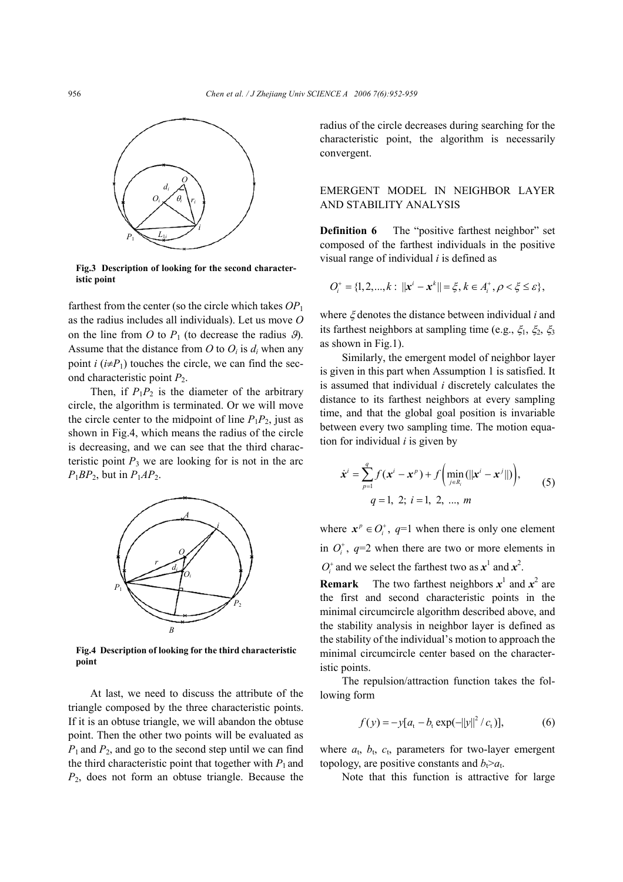Fig.3 Description of looking for the second characteristic point

farthest from the center (so the circle which takes $OP_1$ as the radius includes all individuals). Let us move $O$ on the line from $O$ to $P_1$ (to decrease the radius $\vartheta$). Assume that the distance from $O$ to $O_i$ is $d_i$ when any point $i$ ($i \neq P_1$) touches the circle, we can find the second characteristic point $P_2$.

Then, if $P_1P_2$ is the diameter of the arbitrary circle, the algorithm is terminated. Or we will move the circle center to the midpoint of line $P_1P_2$, just as shown in Fig.4, which means the radius of the circle is decreasing, and we can see that the third characteristic point $P_3$ we are looking for is not in the arc $P_1BP_2$, but in $P_1AP_2$.

Fig.4 Description of looking for the third characteristic point

At last, we need to discuss the attribute of the triangle composed by the three characteristic points. If it is an obtuse triangle, we will abandon the obtuse point. Then the other two points will be evaluated as $P_1$ and $P_2$, and go to the second step until we can find the third characteristic point that together with $P_1$ and $P_2$, does not form an obtuse triangle. Because the radius of the circle decreases during searching for the characteristic point, the algorithm is necessarily convergent.

## EMERGENT MODEL IN NEIGHBOR LAYER AND STABILITY ANALYSIS

**Definition 6** The "positive farthest neighbor" set composed of the farthest individuals in the positive visual range of individual $i$ is defined as

$$O_i^+ = \{1, 2, ..., k : \|\boldsymbol{x}^i - \boldsymbol{x}^k\| = \xi, k \in A_i^+, \rho < \xi \leq \varepsilon\},$$

where $\xi$ denotes the distance between individual $i$ and its farthest neighbors at sampling time (e.g., $\xi_1$, $\xi_2$, $\xi_3$ as shown in Fig.1).

Similarly, the emergent model of neighbor layer is given in this part when Assumption 1 is satisfied. It is assumed that individual $i$ discretely calculates the distance to its farthest neighbors at every sampling time, and that the global goal position is invariable between every two sampling time. The motion equation for individual $i$ is given by

$$\dot{\boldsymbol{x}}^i = \sum_{p=1}^{q} f(\boldsymbol{x}^i - \boldsymbol{x}^p) + f\left(\min_{j \in R_i}(\|\boldsymbol{x}^i - \boldsymbol{x}^j\|)\right), \quad q = 1,\ 2;\ i = 1,\ 2,\ ...,\ m \tag{5}$$

where $\boldsymbol{x}^p \in O_i^+$, $q$=1 when there is only one element in $O_i^+$, $q$=2 when there are two or more elements in $O_i^+$ and we select the farthest two as $\boldsymbol{x}^1$ and $\boldsymbol{x}^2$.

**Remark** The two farthest neighbors $\boldsymbol{x}^1$ and $\boldsymbol{x}^2$ are the first and second characteristic points in the minimal circumcircle algorithm described above, and the stability analysis in neighbor layer is defined as the stability of the individual's motion to approach the minimal circumcircle center based on the characteristic points.

The repulsion/attraction function takes the following form

$$f(y) = -y[a_t - b_t \exp(-\|y\|^2 / c_t)], \tag{6}$$

where $a_t$, $b_t$, $c_t$, parameters for two-layer emergent topology, are positive constants and $b_t > a_t$.

Note that this function is attractive for large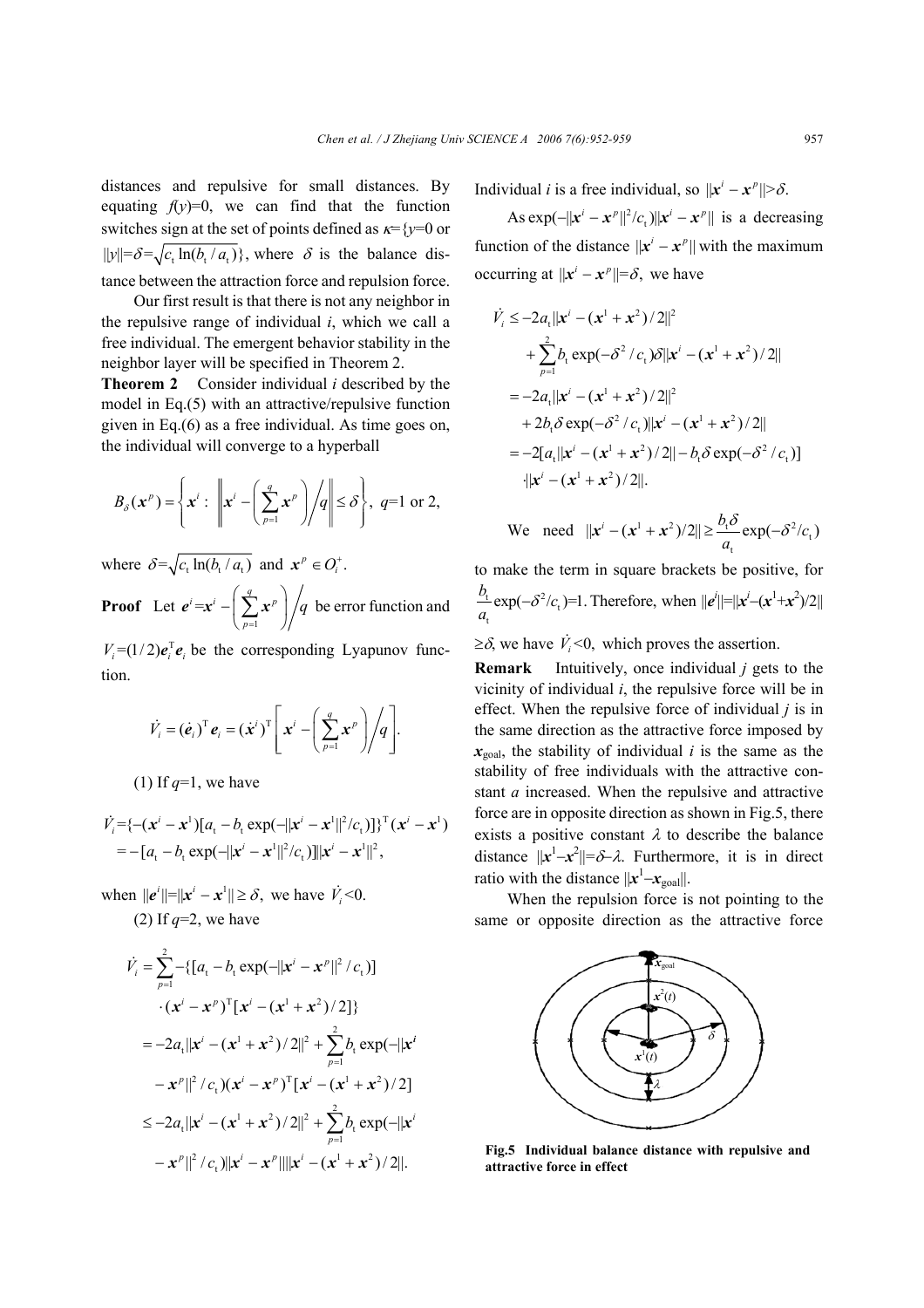distances and repulsive for small distances. By equating $f(y)=0$, we can find that the function switches sign at the set of points defined as $\kappa=\{y=0$ or $\|y\|=\delta=\sqrt{c_t \ln(b_t/a_t)}\}$, where $\delta$ is the balance distance between the attraction force and repulsion force.

Our first result is that there is not any neighbor in the repulsive range of individual $i$, which we call a free individual. The emergent behavior stability in the neighbor layer will be specified in Theorem 2.

**Theorem 2** Consider individual $i$ described by the model in Eq.(5) with an attractive/repulsive function given in Eq.(6) as a free individual. As time goes on, the individual will converge to a hyperball

$$B_\delta(\boldsymbol{x}^p)=\left\{\boldsymbol{x}^i:\ \left\|\boldsymbol{x}^i-\left(\sum_{p=1}^{q}\boldsymbol{x}^p\right)\Big/q\right\|\le\delta\right\},\ q=1\text{ or }2,$$

where $\delta=\sqrt{c_t\ln(b_t/a_t)}$ and $\boldsymbol{x}^p\in O_i^+$.

**Proof** Let $\boldsymbol{e}^i=\boldsymbol{x}^i-\left(\sum_{p=1}^{q}\boldsymbol{x}^p\right)\Big/q$ be error function and $V_i=(1/2)\boldsymbol{e}_i^{\mathrm{T}}\boldsymbol{e}_i$ be the corresponding Lyapunov function.

$$\dot{V}_i=(\dot{\boldsymbol{e}}_i)^{\mathrm{T}}\boldsymbol{e}_i=(\dot{\boldsymbol{x}}^i)^{\mathrm{T}}\left[\boldsymbol{x}^i-\left(\sum_{p=1}^{q}\boldsymbol{x}^p\right)\Big/q\right].$$

(1) If $q=1$, we have

$$\begin{aligned}\dot{V}_i&=\{-(\boldsymbol{x}^i-\boldsymbol{x}^1)[a_t-b_t\exp(-\|\boldsymbol{x}^i-\boldsymbol{x}^1\|^2/c_t)]\}^{\mathrm{T}}(\boldsymbol{x}^i-\boldsymbol{x}^1)\\&=-[a_t-b_t\exp(-\|\boldsymbol{x}^i-\boldsymbol{x}^1\|^2/c_t)]\|\boldsymbol{x}^i-\boldsymbol{x}^1\|^2,\end{aligned}$$

when $\|\boldsymbol{e}^i\|=\|\boldsymbol{x}^i-\boldsymbol{x}^1\|\ge\delta$, we have $\dot{V}_i<0$.

(2) If $q=2$, we have

$$\begin{aligned}\dot{V}_i&=\sum_{p=1}^{2}-\{[a_t-b_t\exp(-\|\boldsymbol{x}^i-\boldsymbol{x}^p\|^2/c_t)]\\&\quad\cdot(\boldsymbol{x}^i-\boldsymbol{x}^p)^{\mathrm{T}}[\boldsymbol{x}^i-(\boldsymbol{x}^1+\boldsymbol{x}^2)/2]\}\\&=-2a_t\|\boldsymbol{x}^i-(\boldsymbol{x}^1+\boldsymbol{x}^2)/2\|^2+\sum_{p=1}^{2}b_t\exp(-\|\boldsymbol{x}^i\\&\quad-\boldsymbol{x}^p\|^2/c_t)(\boldsymbol{x}^i-\boldsymbol{x}^p)^{\mathrm{T}}[\boldsymbol{x}^i-(\boldsymbol{x}^1+\boldsymbol{x}^2)/2]\\&\le-2a_t\|\boldsymbol{x}^i-(\boldsymbol{x}^1+\boldsymbol{x}^2)/2\|^2+\sum_{p=1}^{2}b_t\exp(-\|\boldsymbol{x}^i\\&\quad-\boldsymbol{x}^p\|^2/c_t)\|\boldsymbol{x}^i-\boldsymbol{x}^p\|\|\boldsymbol{x}^i-(\boldsymbol{x}^1+\boldsymbol{x}^2)/2\|.\end{aligned}$$

Individual $i$ is a free individual, so $\|\boldsymbol{x}^i-\boldsymbol{x}^p\|>\delta$.

As $\exp(-\|\boldsymbol{x}^i-\boldsymbol{x}^p\|^2/c_t)\|\boldsymbol{x}^i-\boldsymbol{x}^p\|$ is a decreasing function of the distance $\|\boldsymbol{x}^i-\boldsymbol{x}^p\|$ with the maximum occurring at $\|\boldsymbol{x}^i-\boldsymbol{x}^p\|=\delta$, we have

$$\begin{aligned}\dot{V}_i&\le-2a_t\|\boldsymbol{x}^i-(\boldsymbol{x}^1+\boldsymbol{x}^2)/2\|^2\\&\quad+\sum_{p=1}^{2}b_t\exp(-\delta^2/c_t)\delta\|\boldsymbol{x}^i-(\boldsymbol{x}^1+\boldsymbol{x}^2)/2\|\\&=-2a_t\|\boldsymbol{x}^i-(\boldsymbol{x}^1+\boldsymbol{x}^2)/2\|^2\\&\quad+2b_t\delta\exp(-\delta^2/c_t)\|\boldsymbol{x}^i-(\boldsymbol{x}^1+\boldsymbol{x}^2)/2\|\\&=-2[a_t\|\boldsymbol{x}^i-(\boldsymbol{x}^1+\boldsymbol{x}^2)/2\|-b_t\delta\exp(-\delta^2/c_t)]\\&\quad\cdot\|\boldsymbol{x}^i-(\boldsymbol{x}^1+\boldsymbol{x}^2)/2\|.\end{aligned}$$

We need $\|\boldsymbol{x}^i-(\boldsymbol{x}^1+\boldsymbol{x}^2)/2\|\ge\dfrac{b_t\delta}{a_t}\exp(-\delta^2/c_t)$ to make the term in square brackets be positive, for $\dfrac{b_t}{a_t}\exp(-\delta^2/c_t)=1$. Therefore, when $\|\boldsymbol{e}^i\|=\|\boldsymbol{x}^i-(\boldsymbol{x}^1+\boldsymbol{x}^2)/2\|\ge\delta$, we have $\dot{V}_i<0$, which proves the assertion.

**Remark** Intuitively, once individual $j$ gets to the vicinity of individual $i$, the repulsive force will be in effect. When the repulsive force of individual $j$ is in the same direction as the attractive force imposed by $\boldsymbol{x}_{\text{goal}}$, the stability of individual $i$ is the same as the stability of free individuals with the attractive constant $a$ increased. When the repulsive and attractive force are in opposite direction as shown in Fig.5, there exists a positive constant $\lambda$ to describe the balance distance $\|\boldsymbol{x}^1-\boldsymbol{x}^2\|=\delta-\lambda$. Furthermore, it is in direct ratio with the distance $\|\boldsymbol{x}^1-\boldsymbol{x}_{\text{goal}}\|$.

When the repulsion force is not pointing to the same or opposite direction as the attractive force

**Fig.5 Individual balance distance with repulsive and attractive force in effect**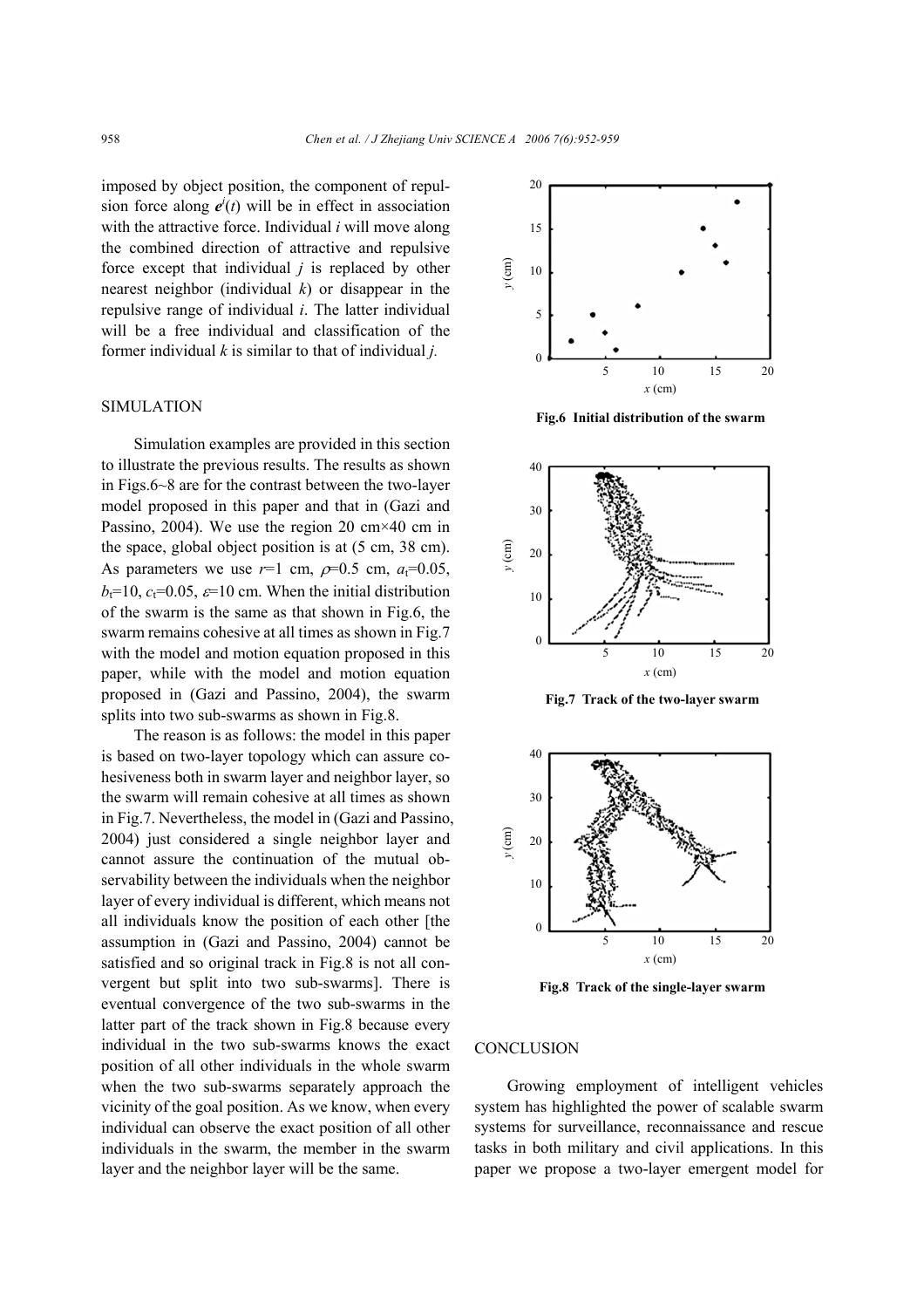imposed by object position, the component of repulsion force along $\boldsymbol{e}^j(t)$ will be in effect in association with the attractive force. Individual $i$ will move along the combined direction of attractive and repulsive force except that individual $j$ is replaced by other nearest neighbor (individual $k$) or disappear in the repulsive range of individual $i$. The latter individual will be a free individual and classification of the former individual $k$ is similar to that of individual $j$.

## SIMULATION

Simulation examples are provided in this section to illustrate the previous results. The results as shown in Figs.6~8 are for the contrast between the two-layer model proposed in this paper and that in (Gazi and Passino, 2004). We use the region 20 cm×40 cm in the space, global object position is at (5 cm, 38 cm). As parameters we use $r$=1 cm, $\rho$=0.5 cm, $a_t$=0.05, $b_t$=10, $c_t$=0.05, $\varepsilon$=10 cm. When the initial distribution of the swarm is the same as that shown in Fig.6, the swarm remains cohesive at all times as shown in Fig.7 with the model and motion equation proposed in this paper, while with the model and motion equation proposed in (Gazi and Passino, 2004), the swarm splits into two sub-swarms as shown in Fig.8.

The reason is as follows: the model in this paper is based on two-layer topology which can assure cohesiveness both in swarm layer and neighbor layer, so the swarm will remain cohesive at all times as shown in Fig.7. Nevertheless, the model in (Gazi and Passino, 2004) just considered a single neighbor layer and cannot assure the continuation of the mutual observability between the individuals when the neighbor layer of every individual is different, which means not all individuals know the position of each other [the assumption in (Gazi and Passino, 2004) cannot be satisfied and so original track in Fig.8 is not all convergent but split into two sub-swarms]. There is eventual convergence of the two sub-swarms in the latter part of the track shown in Fig.8 because every individual in the two sub-swarms knows the exact position of all other individuals in the whole swarm when the two sub-swarms separately approach the vicinity of the goal position. As we know, when every individual can observe the exact position of all other individuals in the swarm, the member in the swarm layer and the neighbor layer will be the same.

**Fig.6 Initial distribution of the swarm**

**Fig.7 Track of the two-layer swarm**

**Fig.8 Track of the single-layer swarm**

## CONCLUSION

Growing employment of intelligent vehicles system has highlighted the power of scalable swarm systems for surveillance, reconnaissance and rescue tasks in both military and civil applications. In this paper we propose a two-layer emergent model for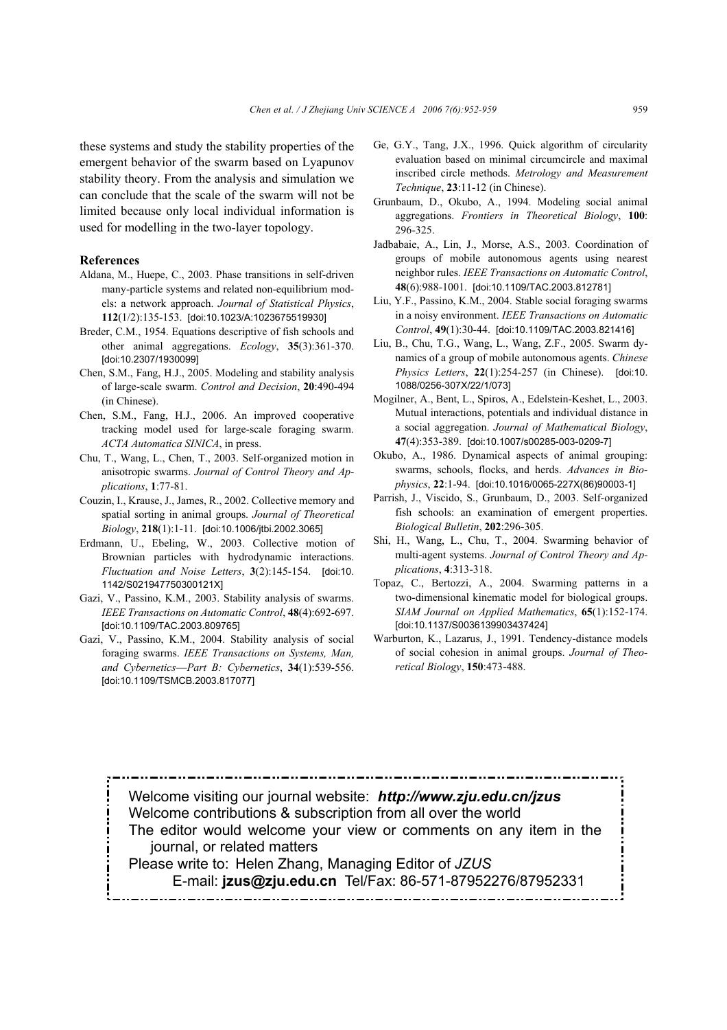these systems and study the stability properties of the emergent behavior of the swarm based on Lyapunov stability theory. From the analysis and simulation we can conclude that the scale of the swarm will not be limited because only local individual information is used for modelling in the two-layer topology.

**References**

Aldana, M., Huepe, C., 2003. Phase transitions in self-driven many-particle systems and related non-equilibrium models: a network approach. *Journal of Statistical Physics*, **112**(1/2):135-153. [doi:10.1023/A:1023675519930]

Breder, C.M., 1954. Equations descriptive of fish schools and other animal aggregations. *Ecology*, **35**(3):361-370. [doi:10.2307/1930099]

Chen, S.M., Fang, H.J., 2005. Modeling and stability analysis of large-scale swarm. *Control and Decision*, **20**:490-494 (in Chinese).

Chen, S.M., Fang, H.J., 2006. An improved cooperative tracking model used for large-scale foraging swarm. *ACTA Automatica SINICA*, in press.

Chu, T., Wang, L., Chen, T., 2003. Self-organized motion in anisotropic swarms. *Journal of Control Theory and Applications*, **1**:77-81.

Couzin, I., Krause, J., James, R., 2002. Collective memory and spatial sorting in animal groups. *Journal of Theoretical Biology*, **218**(1):1-11. [doi:10.1006/jtbi.2002.3065]

Erdmann, U., Ebeling, W., 2003. Collective motion of Brownian particles with hydrodynamic interactions. *Fluctuation and Noise Letters*, **3**(2):145-154. [doi:10.1142/S021947750300121X]

Gazi, V., Passino, K.M., 2003. Stability analysis of swarms. *IEEE Transactions on Automatic Control*, **48**(4):692-697. [doi:10.1109/TAC.2003.809765]

Gazi, V., Passino, K.M., 2004. Stability analysis of social foraging swarms. *IEEE Transactions on Systems, Man, and Cybernetics—Part B: Cybernetics*, **34**(1):539-556. [doi:10.1109/TSMCB.2003.817077]

Ge, G.Y., Tang, J.X., 1996. Quick algorithm of circularity evaluation based on minimal circumcircle and maximal inscribed circle methods. *Metrology and Measurement Technique*, **23**:11-12 (in Chinese).

Grunbaum, D., Okubo, A., 1994. Modeling social animal aggregations. *Frontiers in Theoretical Biology*, **100**: 296-325.

Jadbabaie, A., Lin, J., Morse, A.S., 2003. Coordination of groups of mobile autonomous agents using nearest neighbor rules. *IEEE Transactions on Automatic Control*, **48**(6):988-1001. [doi:10.1109/TAC.2003.812781]

Liu, Y.F., Passino, K.M., 2004. Stable social foraging swarms in a noisy environment. *IEEE Transactions on Automatic Control*, **49**(1):30-44. [doi:10.1109/TAC.2003.821416]

Liu, B., Chu, T.G., Wang, L., Wang, Z.F., 2005. Swarm dynamics of a group of mobile autonomous agents. *Chinese Physics Letters*, **22**(1):254-257 (in Chinese). [doi:10.1088/0256-307X/22/1/073]

Mogilner, A., Bent, L., Spiros, A., Edelstein-Keshet, L., 2003. Mutual interactions, potentials and individual distance in a social aggregation. *Journal of Mathematical Biology*, **47**(4):353-389. [doi:10.1007/s00285-003-0209-7]

Okubo, A., 1986. Dynamical aspects of animal grouping: swarms, schools, flocks, and herds. *Advances in Biophysics*, **22**:1-94. [doi:10.1016/0065-227X(86)90003-1]

Parrish, J., Viscido, S., Grunbaum, D., 2003. Self-organized fish schools: an examination of emergent properties. *Biological Bulletin*, **202**:296-305.

Shi, H., Wang, L., Chu, T., 2004. Swarming behavior of multi-agent systems. *Journal of Control Theory and Applications*, **4**:313-318.

Topaz, C., Bertozzi, A., 2004. Swarming patterns in a two-dimensional kinematic model for biological groups. *SIAM Journal on Applied Mathematics*, **65**(1):152-174. [doi:10.1137/S0036139903437424]

Warburton, K., Lazarus, J., 1991. Tendency-distance models of social cohesion in animal groups. *Journal of Theoretical Biology*, **150**:473-488.

---

Welcome visiting our journal website: ***http://www.zju.edu.cn/jzus***
Welcome contributions & subscription from all over the world
The editor would welcome your view or comments on any item in the journal, or related matters
Please write to: Helen Zhang, Managing Editor of *JZUS*
E-mail: **jzus@zju.edu.cn** Tel/Fax: 86-571-87952276/87952331